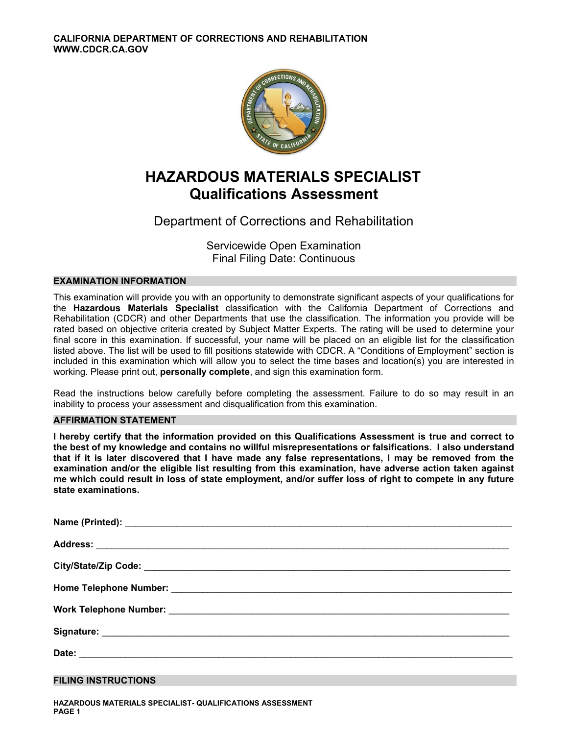CALIFORNIA DEPARTMENT OF CORRECTIONS AND REHABILITATION
WWW.CDCR.CA.GOV

# HAZARDOUS MATERIALS SPECIALIST
## Qualifications Assessment

Department of Corrections and Rehabilitation

Servicewide Open Examination
Final Filing Date: Continuous

### EXAMINATION INFORMATION

This examination will provide you with an opportunity to demonstrate significant aspects of your qualifications for the **Hazardous Materials Specialist** classification with the California Department of Corrections and Rehabilitation (CDCR) and other Departments that use the classification. The information you provide will be rated based on objective criteria created by Subject Matter Experts. The rating will be used to determine your final score in this examination. If successful, your name will be placed on an eligible list for the classification listed above. The list will be used to fill positions statewide with CDCR. A "Conditions of Employment" section is included in this examination which will allow you to select the time bases and location(s) you are interested in working. Please print out, **personally complete**, and sign this examination form.

Read the instructions below carefully before completing the assessment. Failure to do so may result in an inability to process your assessment and disqualification from this examination.

### AFFIRMATION STATEMENT

**I hereby certify that the information provided on this Qualifications Assessment is true and correct to the best of my knowledge and contains no willful misrepresentations or falsifications. I also understand that if it is later discovered that I have made any false representations, I may be removed from the examination and/or the eligible list resulting from this examination, have adverse action taken against me which could result in loss of state employment, and/or suffer loss of right to compete in any future state examinations.**

**Name (Printed):** ______________________________

**Address:** ______________________________

**City/State/Zip Code:** ______________________________

**Home Telephone Number:** ______________________________

**Work Telephone Number:** ______________________________

**Signature:** ______________________________

**Date:** ______________________________

### FILING INSTRUCTIONS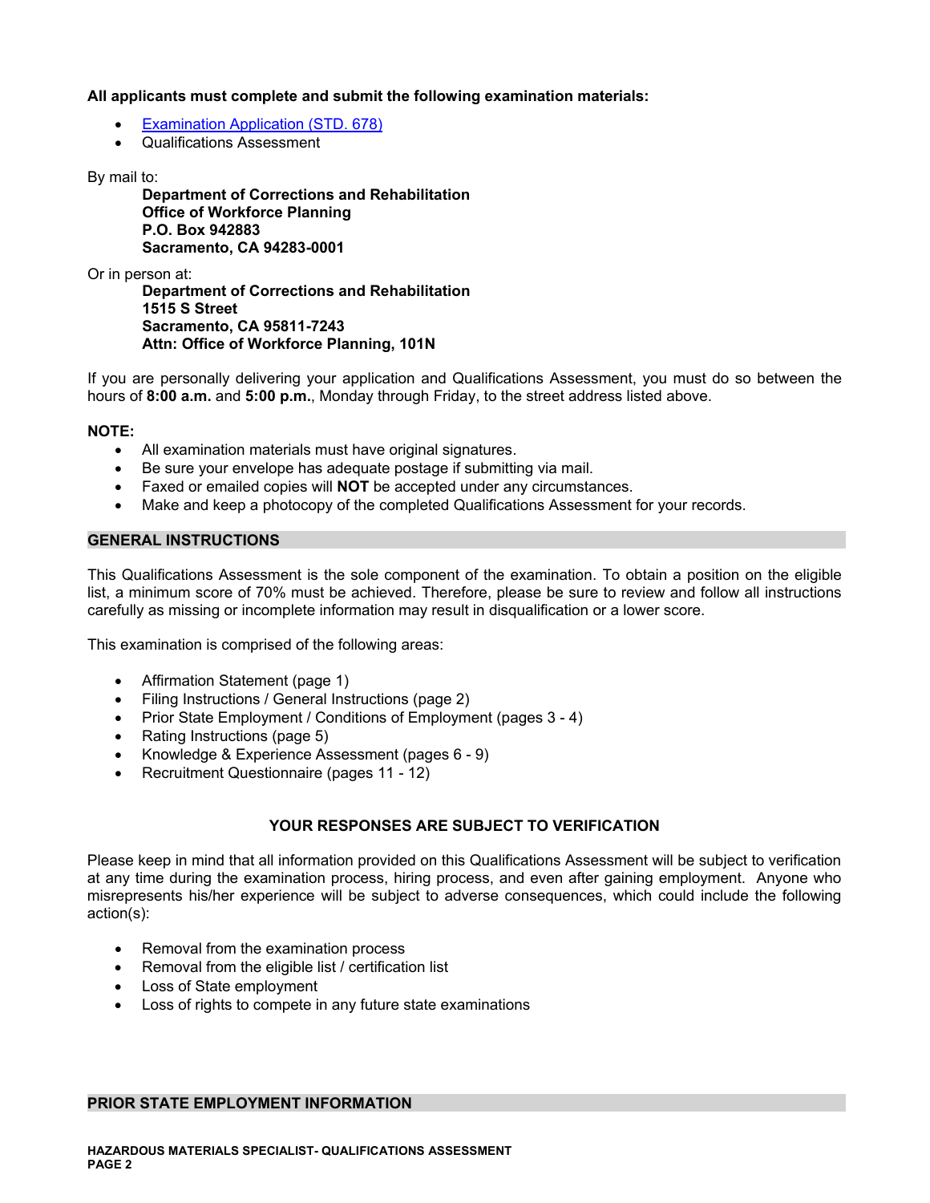**All applicants must complete and submit the following examination materials:**

- [Examination Application (STD. 678)]
- Qualifications Assessment

By mail to:

> **Department of Corrections and Rehabilitation**
> **Office of Workforce Planning**
> **P.O. Box 942883**
> **Sacramento, CA 94283-0001**

Or in person at:

> **Department of Corrections and Rehabilitation**
> **1515 S Street**
> **Sacramento, CA 95811-7243**
> **Attn: Office of Workforce Planning, 101N**

If you are personally delivering your application and Qualifications Assessment, you must do so between the hours of **8:00 a.m.** and **5:00 p.m.**, Monday through Friday, to the street address listed above.

**NOTE:**

- All examination materials must have original signatures.
- Be sure your envelope has adequate postage if submitting via mail.
- Faxed or emailed copies will **NOT** be accepted under any circumstances.
- Make and keep a photocopy of the completed Qualifications Assessment for your records.

## GENERAL INSTRUCTIONS

This Qualifications Assessment is the sole component of the examination. To obtain a position on the eligible list, a minimum score of 70% must be achieved. Therefore, please be sure to review and follow all instructions carefully as missing or incomplete information may result in disqualification or a lower score.

This examination is comprised of the following areas:

- Affirmation Statement (page 1)
- Filing Instructions / General Instructions (page 2)
- Prior State Employment / Conditions of Employment (pages 3 - 4)
- Rating Instructions (page 5)
- Knowledge & Experience Assessment (pages 6 - 9)
- Recruitment Questionnaire (pages 11 - 12)

**YOUR RESPONSES ARE SUBJECT TO VERIFICATION**

Please keep in mind that all information provided on this Qualifications Assessment will be subject to verification at any time during the examination process, hiring process, and even after gaining employment. Anyone who misrepresents his/her experience will be subject to adverse consequences, which could include the following action(s):

- Removal from the examination process
- Removal from the eligible list / certification list
- Loss of State employment
- Loss of rights to compete in any future state examinations

## PRIOR STATE EMPLOYMENT INFORMATION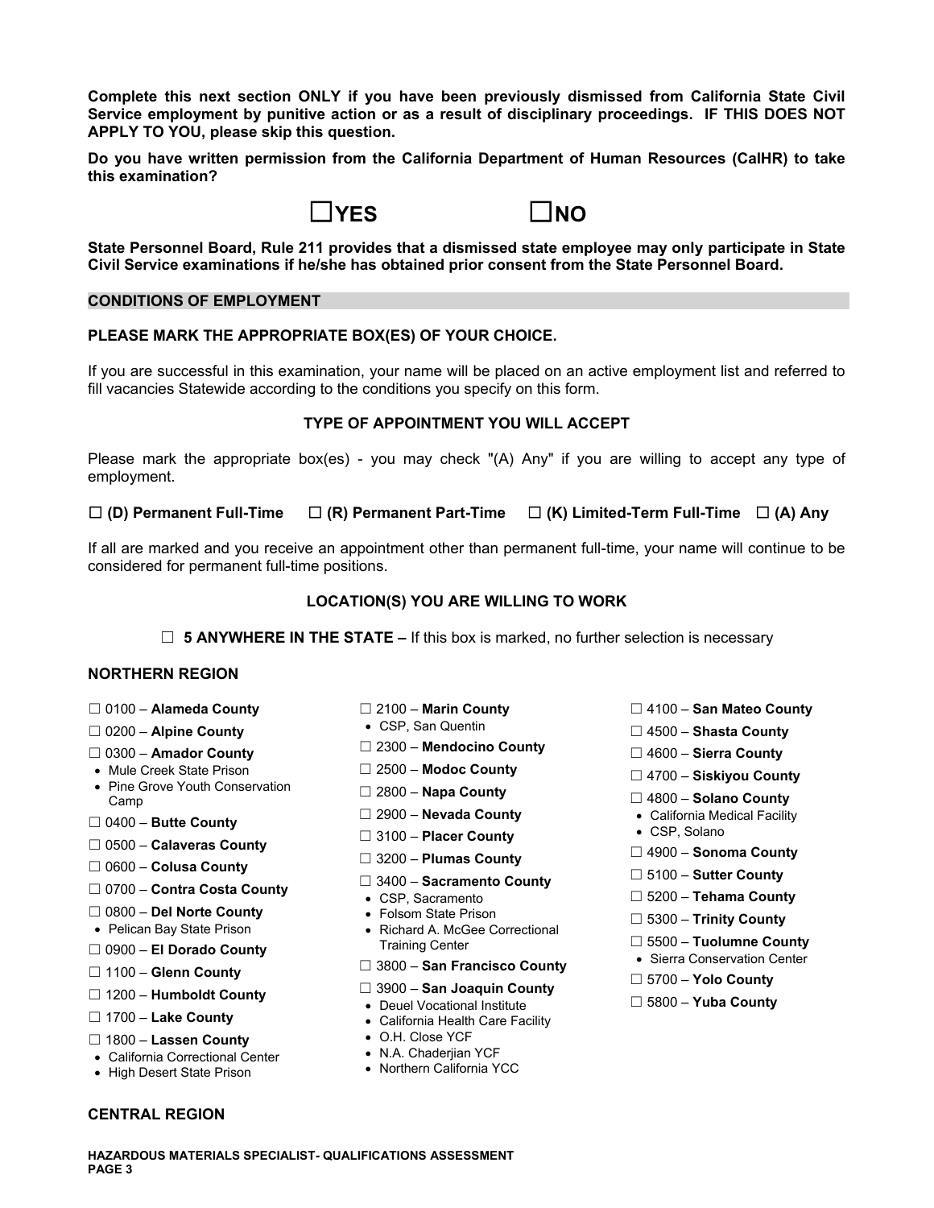**Complete this next section ONLY if you have been previously dismissed from California State Civil Service employment by punitive action or as a result of disciplinary proceedings. IF THIS DOES NOT APPLY TO YOU, please skip this question.**

**Do you have written permission from the California Department of Human Resources (CalHR) to take this examination?**

☐**YES** ☐**NO**

**State Personnel Board, Rule 211 provides that a dismissed state employee may only participate in State Civil Service examinations if he/she has obtained prior consent from the State Personnel Board.**

## CONDITIONS OF EMPLOYMENT

**PLEASE MARK THE APPROPRIATE BOX(ES) OF YOUR CHOICE.**

If you are successful in this examination, your name will be placed on an active employment list and referred to fill vacancies Statewide according to the conditions you specify on this form.

### TYPE OF APPOINTMENT YOU WILL ACCEPT

Please mark the appropriate box(es) - you may check "(A) Any" if you are willing to accept any type of employment.

☐ **(D) Permanent Full-Time** ☐ **(R) Permanent Part-Time** ☐ **(K) Limited-Term Full-Time** ☐ **(A) Any**

If all are marked and you receive an appointment other than permanent full-time, your name will continue to be considered for permanent full-time positions.

### LOCATION(S) YOU ARE WILLING TO WORK

☐ **5 ANYWHERE IN THE STATE –** If this box is marked, no further selection is necessary

### NORTHERN REGION

- ☐ 0100 – **Alameda County**
- ☐ 0200 – **Alpine County**
- ☐ 0300 – **Amador County**
  - Mule Creek State Prison
  - Pine Grove Youth Conservation Camp
- ☐ 0400 – **Butte County**
- ☐ 0500 – **Calaveras County**
- ☐ 0600 – **Colusa County**
- ☐ 0700 – **Contra Costa County**
- ☐ 0800 – **Del Norte County**
  - Pelican Bay State Prison
- ☐ 0900 – **El Dorado County**
- ☐ 1100 – **Glenn County**
- ☐ 1200 – **Humboldt County**
- ☐ 1700 – **Lake County**
- ☐ 1800 – **Lassen County**
  - California Correctional Center
  - High Desert State Prison
- ☐ 2100 – **Marin County**
  - CSP, San Quentin
- ☐ 2300 – **Mendocino County**
- ☐ 2500 – **Modoc County**
- ☐ 2800 – **Napa County**
- ☐ 2900 – **Nevada County**
- ☐ 3100 – **Placer County**
- ☐ 3200 – **Plumas County**
- ☐ 3400 – **Sacramento County**
  - CSP, Sacramento
  - Folsom State Prison
  - Richard A. McGee Correctional Training Center
- ☐ 3800 – **San Francisco County**
- ☐ 3900 – **San Joaquin County**
  - Deuel Vocational Institute
  - California Health Care Facility
  - O.H. Close YCF
  - N.A. Chaderjian YCF
  - Northern California YCC
- ☐ 4100 – **San Mateo County**
- ☐ 4500 – **Shasta County**
- ☐ 4600 – **Sierra County**
- ☐ 4700 – **Siskiyou County**
- ☐ 4800 – **Solano County**
  - California Medical Facility
  - CSP, Solano
- ☐ 4900 – **Sonoma County**
- ☐ 5100 – **Sutter County**
- ☐ 5200 – **Tehama County**
- ☐ 5300 – **Trinity County**
- ☐ 5500 – **Tuolumne County**
  - Sierra Conservation Center
- ☐ 5700 – **Yolo County**
- ☐ 5800 – **Yuba County**

### CENTRAL REGION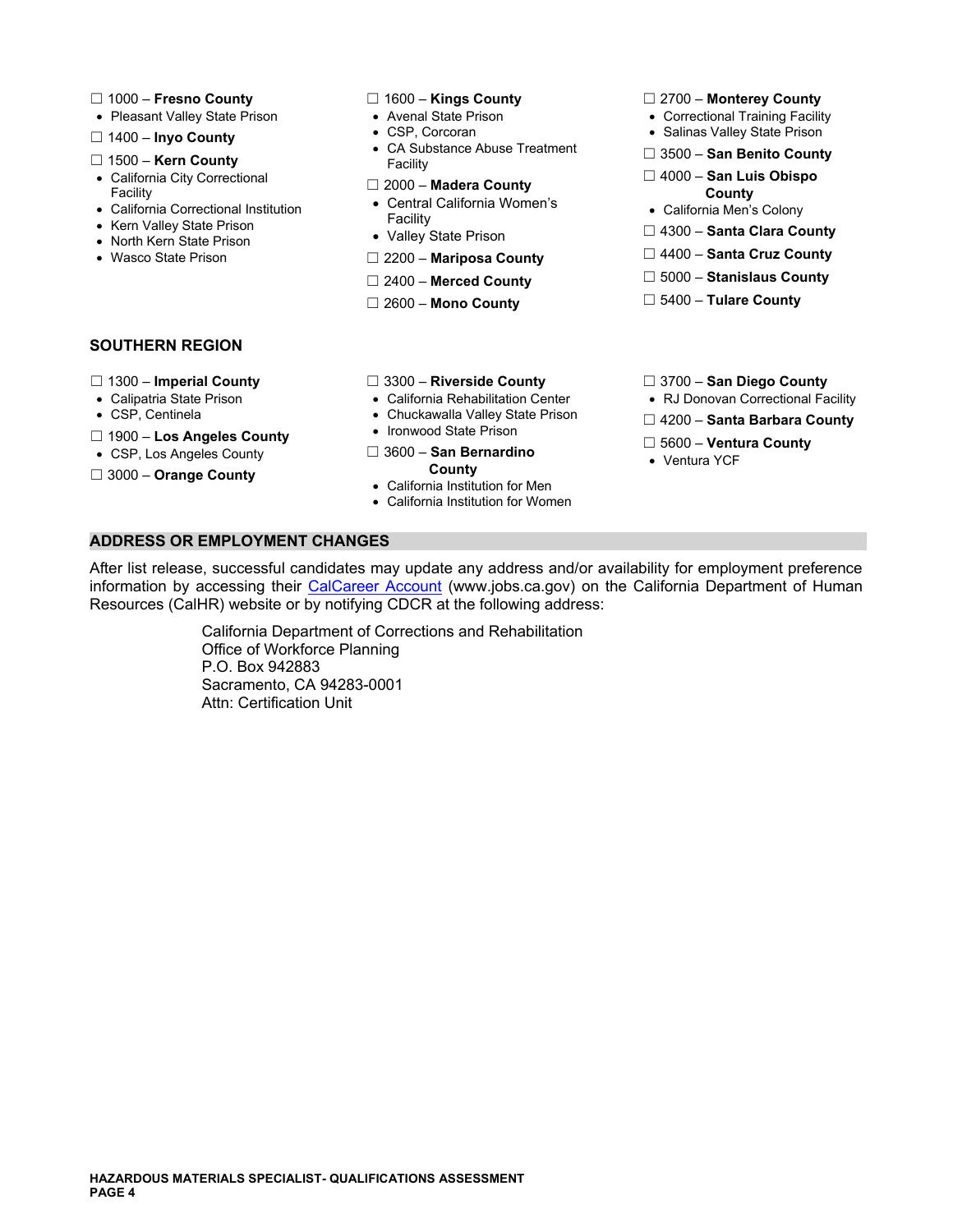☐ 1000 – **Fresno County**
- Pleasant Valley State Prison

☐ 1400 – **Inyo County**

☐ 1500 – **Kern County**
- California City Correctional Facility
- California Correctional Institution
- Kern Valley State Prison
- North Kern State Prison
- Wasco State Prison

☐ 1600 – **Kings County**
- Avenal State Prison
- CSP, Corcoran
- CA Substance Abuse Treatment Facility

☐ 2000 – **Madera County**
- Central California Women's Facility
- Valley State Prison

☐ 2200 – **Mariposa County**

☐ 2400 – **Merced County**

☐ 2600 – **Mono County**

☐ 2700 – **Monterey County**
- Correctional Training Facility
- Salinas Valley State Prison

☐ 3500 – **San Benito County**

☐ 4000 – **San Luis Obispo County**
- California Men's Colony

☐ 4300 – **Santa Clara County**

☐ 4400 – **Santa Cruz County**

☐ 5000 – **Stanislaus County**

☐ 5400 – **Tulare County**

### SOUTHERN REGION

☐ 1300 – **Imperial County**
- Calipatria State Prison
- CSP, Centinela

☐ 1900 – **Los Angeles County**
- CSP, Los Angeles County

☐ 3000 – **Orange County**

☐ 3300 – **Riverside County**
- California Rehabilitation Center
- Chuckawalla Valley State Prison
- Ironwood State Prison

☐ 3600 – **San Bernardino County**
- California Institution for Men
- California Institution for Women

☐ 3700 – **San Diego County**
- RJ Donovan Correctional Facility

☐ 4200 – **Santa Barbara County**

☐ 5600 – **Ventura County**
- Ventura YCF

## ADDRESS OR EMPLOYMENT CHANGES

After list release, successful candidates may update any address and/or availability for employment preference information by accessing their CalCareer Account (www.jobs.ca.gov) on the California Department of Human Resources (CalHR) website or by notifying CDCR at the following address:

California Department of Corrections and Rehabilitation
Office of Workforce Planning
P.O. Box 942883
Sacramento, CA 94283-0001
Attn: Certification Unit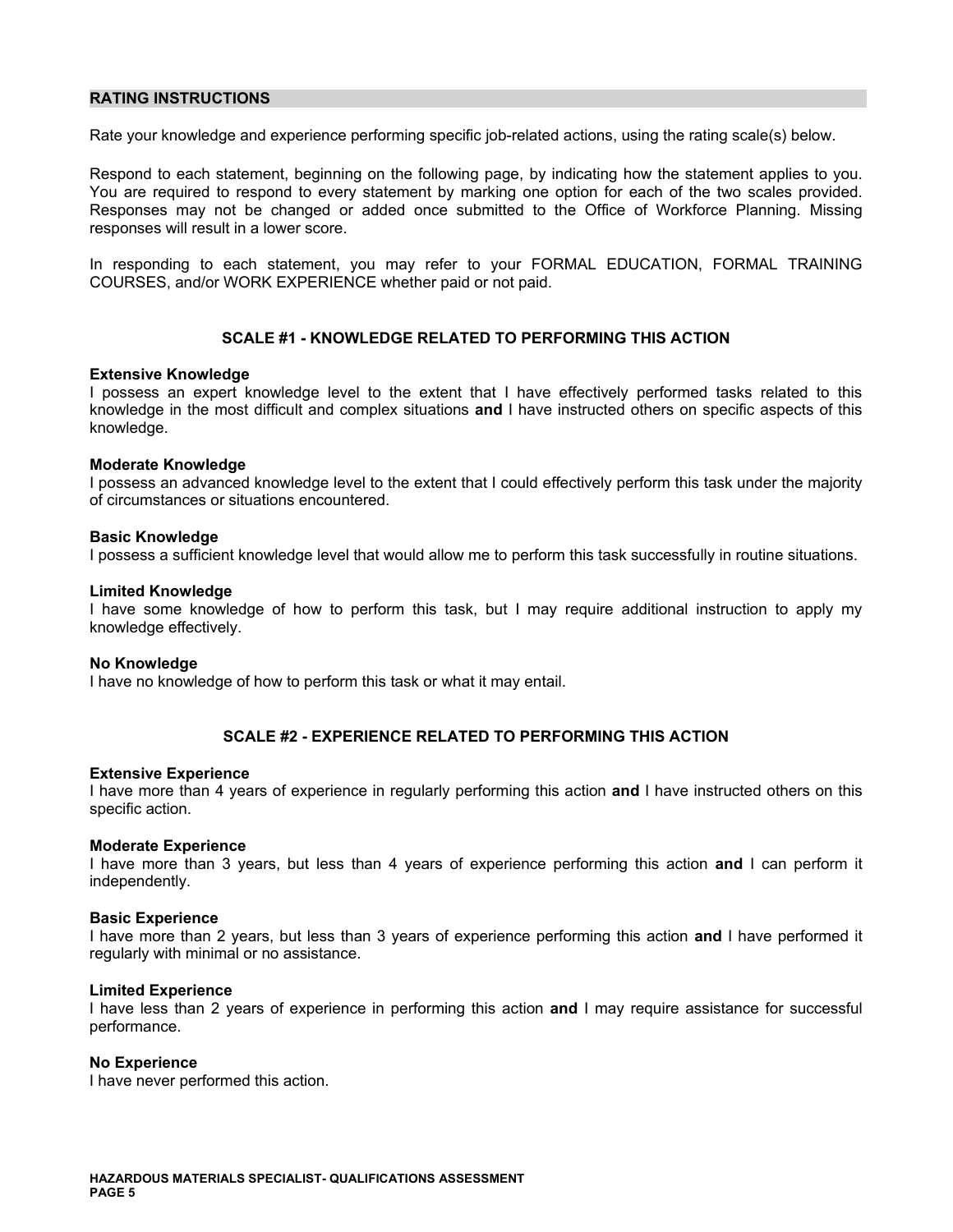## RATING INSTRUCTIONS

Rate your knowledge and experience performing specific job-related actions, using the rating scale(s) below.

Respond to each statement, beginning on the following page, by indicating how the statement applies to you. You are required to respond to every statement by marking one option for each of the two scales provided. Responses may not be changed or added once submitted to the Office of Workforce Planning. Missing responses will result in a lower score.

In responding to each statement, you may refer to your FORMAL EDUCATION, FORMAL TRAINING COURSES, and/or WORK EXPERIENCE whether paid or not paid.

### SCALE #1 - KNOWLEDGE RELATED TO PERFORMING THIS ACTION

**Extensive Knowledge**
I possess an expert knowledge level to the extent that I have effectively performed tasks related to this knowledge in the most difficult and complex situations **and** I have instructed others on specific aspects of this knowledge.

**Moderate Knowledge**
I possess an advanced knowledge level to the extent that I could effectively perform this task under the majority of circumstances or situations encountered.

**Basic Knowledge**
I possess a sufficient knowledge level that would allow me to perform this task successfully in routine situations.

**Limited Knowledge**
I have some knowledge of how to perform this task, but I may require additional instruction to apply my knowledge effectively.

**No Knowledge**
I have no knowledge of how to perform this task or what it may entail.

### SCALE #2 - EXPERIENCE RELATED TO PERFORMING THIS ACTION

**Extensive Experience**
I have more than 4 years of experience in regularly performing this action **and** I have instructed others on this specific action.

**Moderate Experience**
I have more than 3 years, but less than 4 years of experience performing this action **and** I can perform it independently.

**Basic Experience**
I have more than 2 years, but less than 3 years of experience performing this action **and** I have performed it regularly with minimal or no assistance.

**Limited Experience**
I have less than 2 years of experience in performing this action **and** I may require assistance for successful performance.

**No Experience**
I have never performed this action.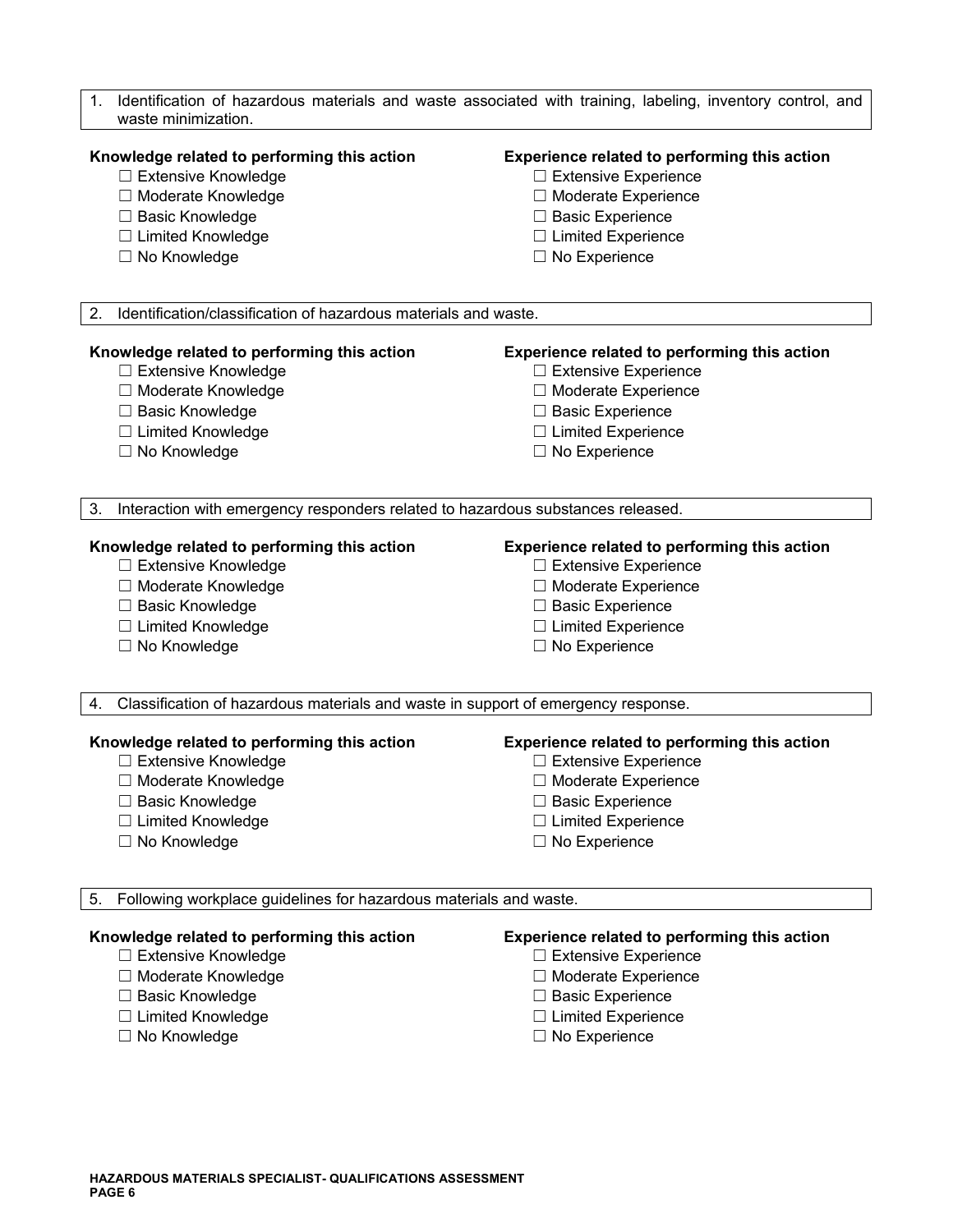1. Identification of hazardous materials and waste associated with training, labeling, inventory control, and waste minimization.

**Knowledge related to performing this action**

- ☐ Extensive Knowledge
- ☐ Moderate Knowledge
- ☐ Basic Knowledge
- ☐ Limited Knowledge
- ☐ No Knowledge

**Experience related to performing this action**

- ☐ Extensive Experience
- ☐ Moderate Experience
- ☐ Basic Experience
- ☐ Limited Experience
- ☐ No Experience

2. Identification/classification of hazardous materials and waste.

**Knowledge related to performing this action**

- ☐ Extensive Knowledge
- ☐ Moderate Knowledge
- ☐ Basic Knowledge
- ☐ Limited Knowledge
- ☐ No Knowledge

**Experience related to performing this action**

- ☐ Extensive Experience
- ☐ Moderate Experience
- ☐ Basic Experience
- ☐ Limited Experience
- ☐ No Experience

3. Interaction with emergency responders related to hazardous substances released.

**Knowledge related to performing this action**

- ☐ Extensive Knowledge
- ☐ Moderate Knowledge
- ☐ Basic Knowledge
- ☐ Limited Knowledge
- ☐ No Knowledge

**Experience related to performing this action**

- ☐ Extensive Experience
- ☐ Moderate Experience
- ☐ Basic Experience
- ☐ Limited Experience
- ☐ No Experience

4. Classification of hazardous materials and waste in support of emergency response.

**Knowledge related to performing this action**

- ☐ Extensive Knowledge
- ☐ Moderate Knowledge
- ☐ Basic Knowledge
- ☐ Limited Knowledge
- ☐ No Knowledge

**Experience related to performing this action**

- ☐ Extensive Experience
- ☐ Moderate Experience
- ☐ Basic Experience
- ☐ Limited Experience
- ☐ No Experience

5. Following workplace guidelines for hazardous materials and waste.

**Knowledge related to performing this action**

- ☐ Extensive Knowledge
- ☐ Moderate Knowledge
- ☐ Basic Knowledge
- ☐ Limited Knowledge
- ☐ No Knowledge

**Experience related to performing this action**

- ☐ Extensive Experience
- ☐ Moderate Experience
- ☐ Basic Experience
- ☐ Limited Experience
- ☐ No Experience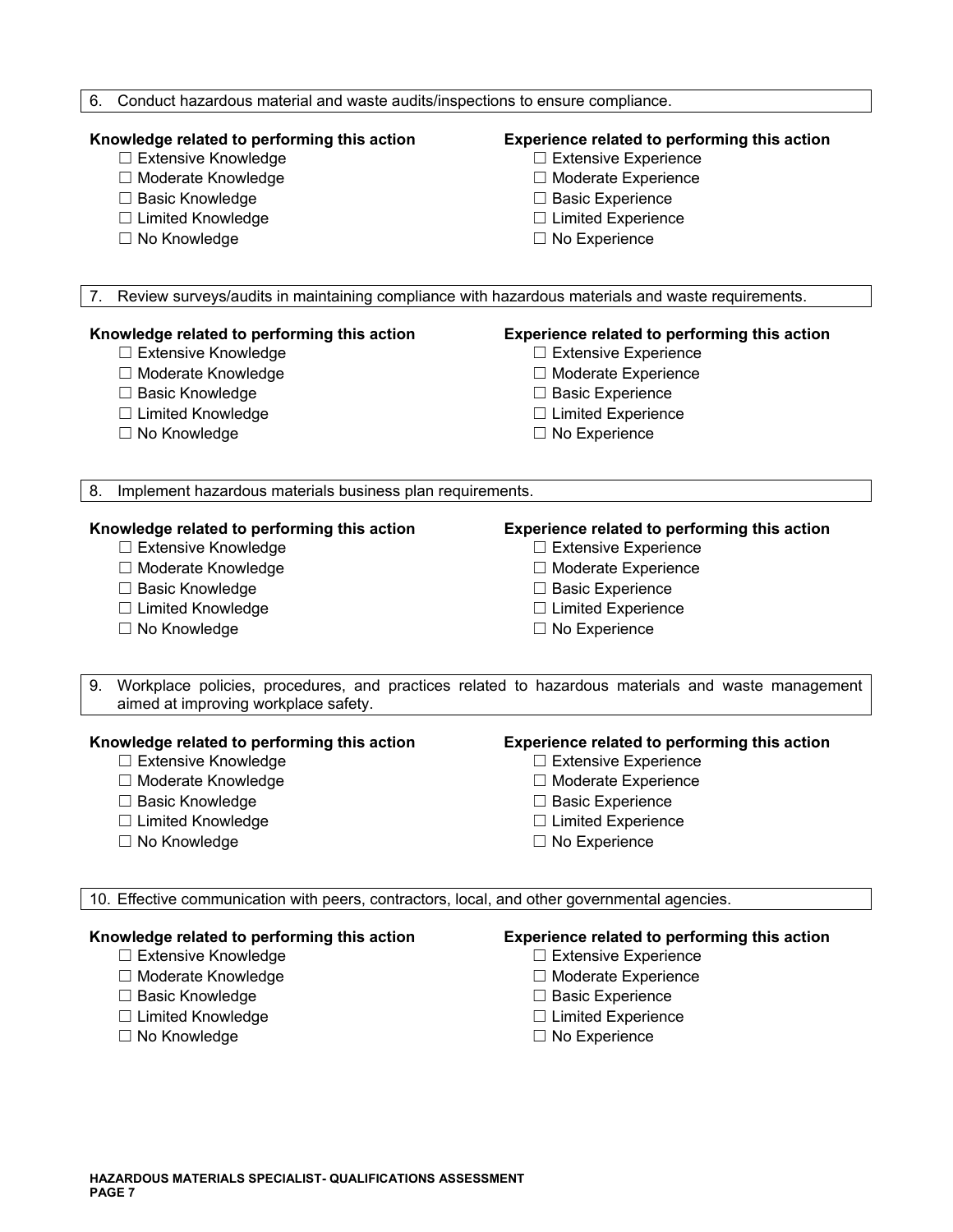6. Conduct hazardous material and waste audits/inspections to ensure compliance.

**Knowledge related to performing this action**

- ☐ Extensive Knowledge
- ☐ Moderate Knowledge
- ☐ Basic Knowledge
- ☐ Limited Knowledge
- ☐ No Knowledge

**Experience related to performing this action**

- ☐ Extensive Experience
- ☐ Moderate Experience
- ☐ Basic Experience
- ☐ Limited Experience
- ☐ No Experience

7. Review surveys/audits in maintaining compliance with hazardous materials and waste requirements.

**Knowledge related to performing this action**

- ☐ Extensive Knowledge
- ☐ Moderate Knowledge
- ☐ Basic Knowledge
- ☐ Limited Knowledge
- ☐ No Knowledge

**Experience related to performing this action**

- ☐ Extensive Experience
- ☐ Moderate Experience
- ☐ Basic Experience
- ☐ Limited Experience
- ☐ No Experience

8. Implement hazardous materials business plan requirements.

**Knowledge related to performing this action**

- ☐ Extensive Knowledge
- ☐ Moderate Knowledge
- ☐ Basic Knowledge
- ☐ Limited Knowledge
- ☐ No Knowledge

**Experience related to performing this action**

- ☐ Extensive Experience
- ☐ Moderate Experience
- ☐ Basic Experience
- ☐ Limited Experience
- ☐ No Experience

9. Workplace policies, procedures, and practices related to hazardous materials and waste management aimed at improving workplace safety.

**Knowledge related to performing this action**

- ☐ Extensive Knowledge
- ☐ Moderate Knowledge
- ☐ Basic Knowledge
- ☐ Limited Knowledge
- ☐ No Knowledge

**Experience related to performing this action**

- ☐ Extensive Experience
- ☐ Moderate Experience
- ☐ Basic Experience
- ☐ Limited Experience
- ☐ No Experience

10. Effective communication with peers, contractors, local, and other governmental agencies.

**Knowledge related to performing this action**

- ☐ Extensive Knowledge
- ☐ Moderate Knowledge
- ☐ Basic Knowledge
- ☐ Limited Knowledge
- ☐ No Knowledge

**Experience related to performing this action**

- ☐ Extensive Experience
- ☐ Moderate Experience
- ☐ Basic Experience
- ☐ Limited Experience
- ☐ No Experience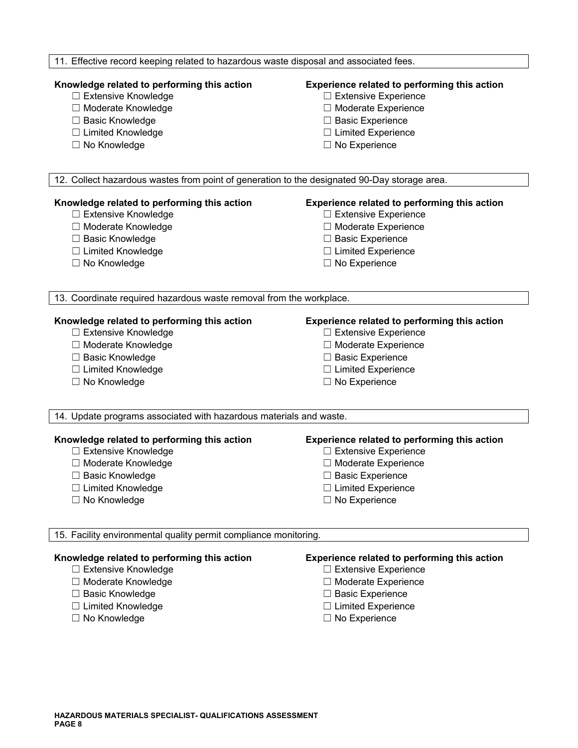11. Effective record keeping related to hazardous waste disposal and associated fees.

**Knowledge related to performing this action**
- ☐ Extensive Knowledge
- ☐ Moderate Knowledge
- ☐ Basic Knowledge
- ☐ Limited Knowledge
- ☐ No Knowledge

**Experience related to performing this action**
- ☐ Extensive Experience
- ☐ Moderate Experience
- ☐ Basic Experience
- ☐ Limited Experience
- ☐ No Experience

12. Collect hazardous wastes from point of generation to the designated 90-Day storage area.

**Knowledge related to performing this action**
- ☐ Extensive Knowledge
- ☐ Moderate Knowledge
- ☐ Basic Knowledge
- ☐ Limited Knowledge
- ☐ No Knowledge

**Experience related to performing this action**
- ☐ Extensive Experience
- ☐ Moderate Experience
- ☐ Basic Experience
- ☐ Limited Experience
- ☐ No Experience

13. Coordinate required hazardous waste removal from the workplace.

**Knowledge related to performing this action**
- ☐ Extensive Knowledge
- ☐ Moderate Knowledge
- ☐ Basic Knowledge
- ☐ Limited Knowledge
- ☐ No Knowledge

**Experience related to performing this action**
- ☐ Extensive Experience
- ☐ Moderate Experience
- ☐ Basic Experience
- ☐ Limited Experience
- ☐ No Experience

14. Update programs associated with hazardous materials and waste.

**Knowledge related to performing this action**
- ☐ Extensive Knowledge
- ☐ Moderate Knowledge
- ☐ Basic Knowledge
- ☐ Limited Knowledge
- ☐ No Knowledge

**Experience related to performing this action**
- ☐ Extensive Experience
- ☐ Moderate Experience
- ☐ Basic Experience
- ☐ Limited Experience
- ☐ No Experience

15. Facility environmental quality permit compliance monitoring.

**Knowledge related to performing this action**
- ☐ Extensive Knowledge
- ☐ Moderate Knowledge
- ☐ Basic Knowledge
- ☐ Limited Knowledge
- ☐ No Knowledge

**Experience related to performing this action**
- ☐ Extensive Experience
- ☐ Moderate Experience
- ☐ Basic Experience
- ☐ Limited Experience
- ☐ No Experience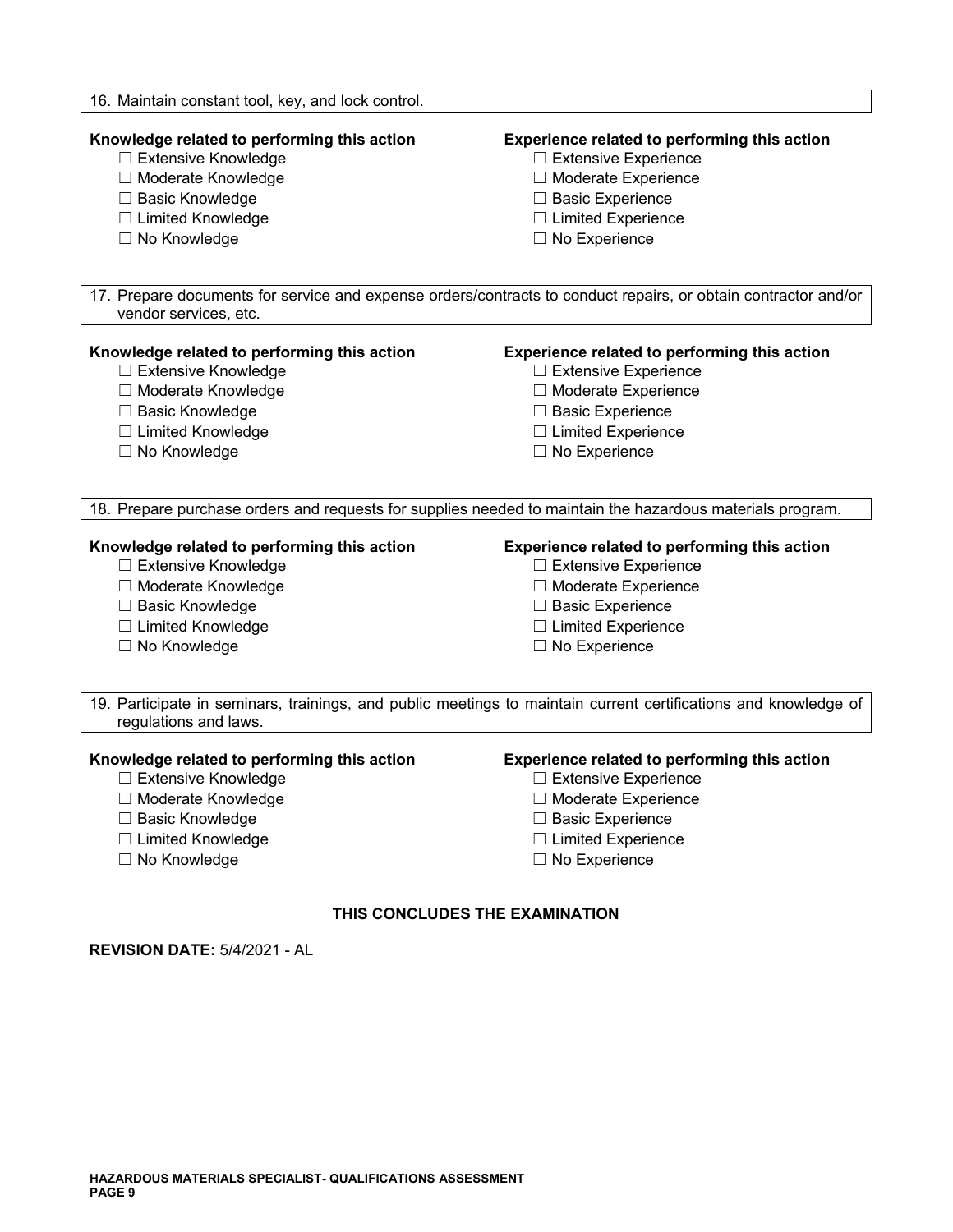16. Maintain constant tool, key, and lock control.

**Knowledge related to performing this action**
- ☐ Extensive Knowledge
- ☐ Moderate Knowledge
- ☐ Basic Knowledge
- ☐ Limited Knowledge
- ☐ No Knowledge

**Experience related to performing this action**
- ☐ Extensive Experience
- ☐ Moderate Experience
- ☐ Basic Experience
- ☐ Limited Experience
- ☐ No Experience

17. Prepare documents for service and expense orders/contracts to conduct repairs, or obtain contractor and/or vendor services, etc.

**Knowledge related to performing this action**
- ☐ Extensive Knowledge
- ☐ Moderate Knowledge
- ☐ Basic Knowledge
- ☐ Limited Knowledge
- ☐ No Knowledge

**Experience related to performing this action**
- ☐ Extensive Experience
- ☐ Moderate Experience
- ☐ Basic Experience
- ☐ Limited Experience
- ☐ No Experience

18. Prepare purchase orders and requests for supplies needed to maintain the hazardous materials program.

**Knowledge related to performing this action**
- ☐ Extensive Knowledge
- ☐ Moderate Knowledge
- ☐ Basic Knowledge
- ☐ Limited Knowledge
- ☐ No Knowledge

**Experience related to performing this action**
- ☐ Extensive Experience
- ☐ Moderate Experience
- ☐ Basic Experience
- ☐ Limited Experience
- ☐ No Experience

19. Participate in seminars, trainings, and public meetings to maintain current certifications and knowledge of regulations and laws.

**Knowledge related to performing this action**
- ☐ Extensive Knowledge
- ☐ Moderate Knowledge
- ☐ Basic Knowledge
- ☐ Limited Knowledge
- ☐ No Knowledge

**Experience related to performing this action**
- ☐ Extensive Experience
- ☐ Moderate Experience
- ☐ Basic Experience
- ☐ Limited Experience
- ☐ No Experience

**THIS CONCLUDES THE EXAMINATION**

**REVISION DATE:** 5/4/2021 - AL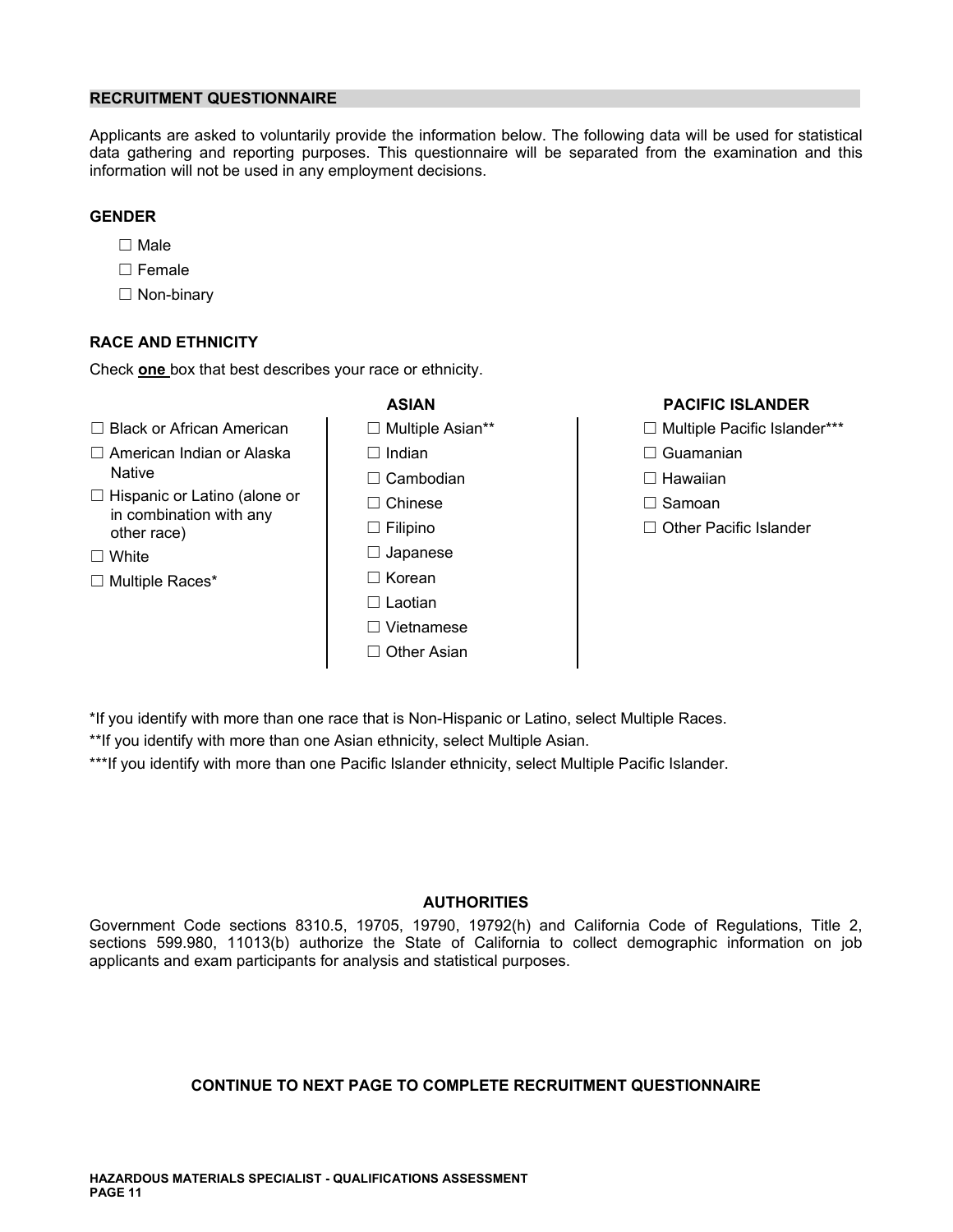## RECRUITMENT QUESTIONNAIRE

Applicants are asked to voluntarily provide the information below. The following data will be used for statistical data gathering and reporting purposes. This questionnaire will be separated from the examination and this information will not be used in any employment decisions.

### GENDER

- ☐ Male
- ☐ Female
- ☐ Non-binary

### RACE AND ETHNICITY

Check **one** box that best describes your race or ethnicity.

- ☐ Black or African American
- ☐ American Indian or Alaska Native
- ☐ Hispanic or Latino (alone or in combination with any other race)
- ☐ White
- ☐ Multiple Races*

**ASIAN**

- ☐ Multiple Asian**
- ☐ Indian
- ☐ Cambodian
- ☐ Chinese
- ☐ Filipino
- ☐ Japanese
- ☐ Korean
- ☐ Laotian
- ☐ Vietnamese
- ☐ Other Asian

**PACIFIC ISLANDER**

- ☐ Multiple Pacific Islander***
- ☐ Guamanian
- ☐ Hawaiian
- ☐ Samoan
- ☐ Other Pacific Islander

*If you identify with more than one race that is Non-Hispanic or Latino, select Multiple Races.

**If you identify with more than one Asian ethnicity, select Multiple Asian.

***If you identify with more than one Pacific Islander ethnicity, select Multiple Pacific Islander.

### AUTHORITIES

Government Code sections 8310.5, 19705, 19790, 19792(h) and California Code of Regulations, Title 2, sections 599.980, 11013(b) authorize the State of California to collect demographic information on job applicants and exam participants for analysis and statistical purposes.

**CONTINUE TO NEXT PAGE TO COMPLETE RECRUITMENT QUESTIONNAIRE**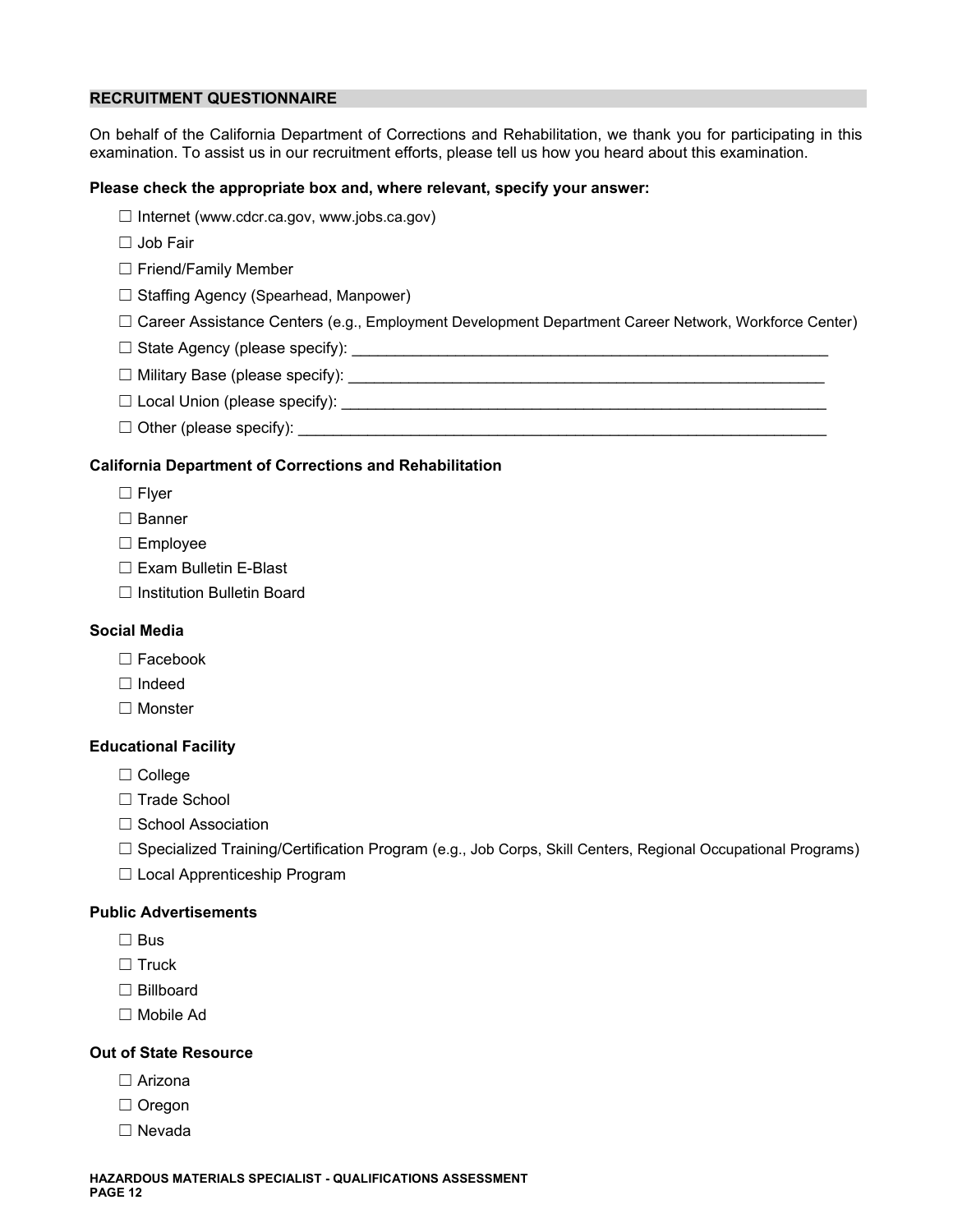## RECRUITMENT QUESTIONNAIRE

On behalf of the California Department of Corrections and Rehabilitation, we thank you for participating in this examination. To assist us in our recruitment efforts, please tell us how you heard about this examination.

**Please check the appropriate box and, where relevant, specify your answer:**

- ☐ Internet (www.cdcr.ca.gov, www.jobs.ca.gov)
- ☐ Job Fair
- ☐ Friend/Family Member
- ☐ Staffing Agency (Spearhead, Manpower)
- ☐ Career Assistance Centers (e.g., Employment Development Department Career Network, Workforce Center)
- ☐ State Agency (please specify): ____________________________________________________________
- ☐ Military Base (please specify): ____________________________________________________________
- ☐ Local Union (please specify): ____________________________________________________________
- ☐ Other (please specify): ____________________________________________________________

**California Department of Corrections and Rehabilitation**

- ☐ Flyer
- ☐ Banner
- ☐ Employee
- ☐ Exam Bulletin E-Blast
- ☐ Institution Bulletin Board

**Social Media**

- ☐ Facebook
- ☐ Indeed
- ☐ Monster

**Educational Facility**

- ☐ College
- ☐ Trade School
- ☐ School Association
- ☐ Specialized Training/Certification Program (e.g., Job Corps, Skill Centers, Regional Occupational Programs)
- ☐ Local Apprenticeship Program

**Public Advertisements**

- ☐ Bus
- ☐ Truck
- ☐ Billboard
- ☐ Mobile Ad

**Out of State Resource**

- ☐ Arizona
- ☐ Oregon
- ☐ Nevada